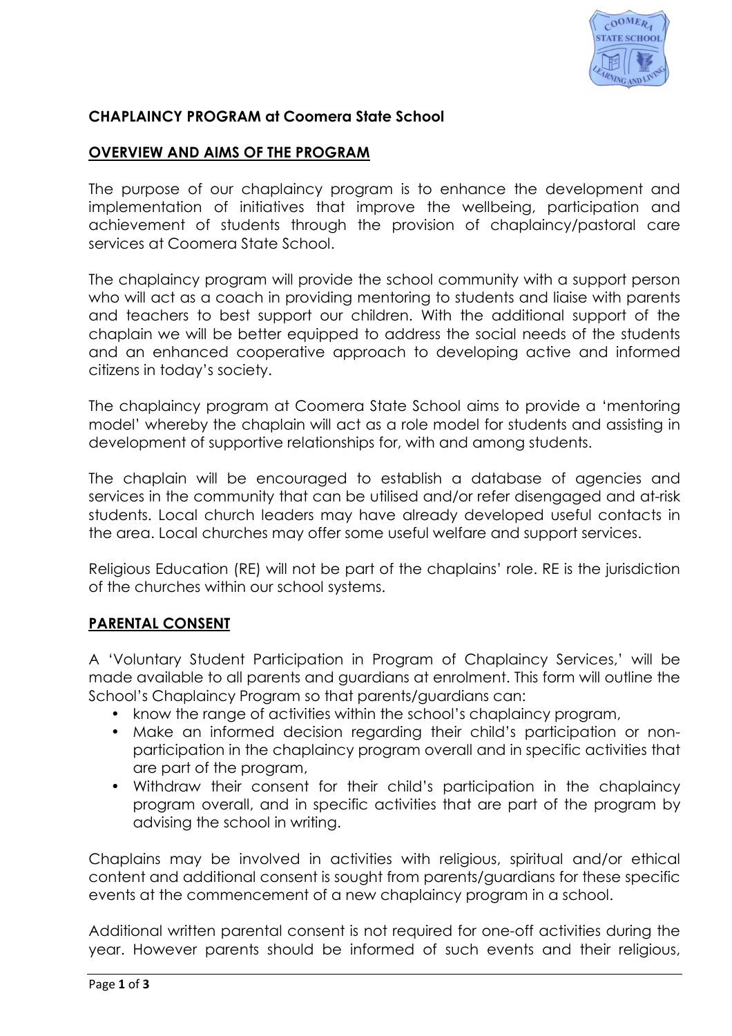**CHAPLAINCY PROGRAM at Coomera State School**

## OVERVIEW AND AIMS OF THE PROGRAM

The purpose of our chaplaincy program is to enhance the development and implementation of initiatives that improve the wellbeing, participation and achievement of students through the provision of chaplaincy/pastoral care services at Coomera State School.

The chaplaincy program will provide the school community with a support person who will act as a coach in providing mentoring to students and liaise with parents and teachers to best support our children. With the additional support of the chaplain we will be better equipped to address the social needs of the students and an enhanced cooperative approach to developing active and informed citizens in today's society.

The chaplaincy program at Coomera State School aims to provide a 'mentoring model' whereby the chaplain will act as a role model for students and assisting in development of supportive relationships for, with and among students.

The chaplain will be encouraged to establish a database of agencies and services in the community that can be utilised and/or refer disengaged and at-risk students. Local church leaders may have already developed useful contacts in the area. Local churches may offer some useful welfare and support services.

Religious Education (RE) will not be part of the chaplains' role. RE is the jurisdiction of the churches within our school systems.

## PARENTAL CONSENT

A 'Voluntary Student Participation in Program of Chaplaincy Services,' will be made available to all parents and guardians at enrolment. This form will outline the School's Chaplaincy Program so that parents/guardians can:

- know the range of activities within the school's chaplaincy program,
- Make an informed decision regarding their child's participation or non-participation in the chaplaincy program overall and in specific activities that are part of the program,
- Withdraw their consent for their child's participation in the chaplaincy program overall, and in specific activities that are part of the program by advising the school in writing.

Chaplains may be involved in activities with religious, spiritual and/or ethical content and additional consent is sought from parents/guardians for these specific events at the commencement of a new chaplaincy program in a school.

Additional written parental consent is not required for one-off activities during the year. However parents should be informed of such events and their religious,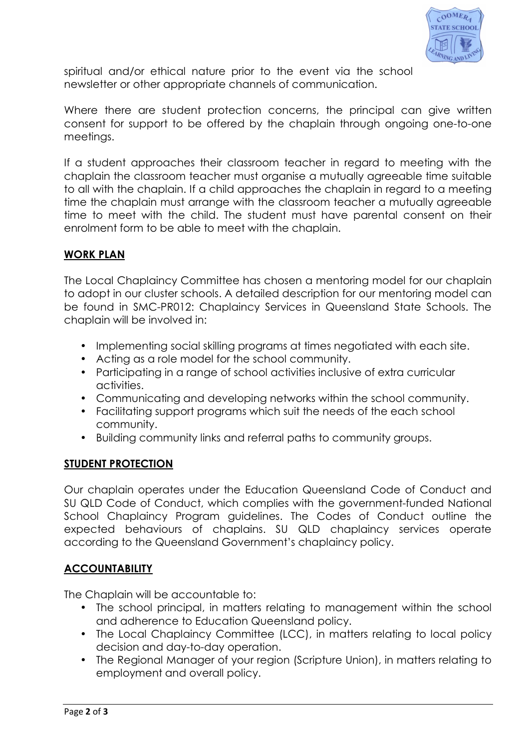spiritual and/or ethical nature prior to the event via the school newsletter or other appropriate channels of communication.

Where there are student protection concerns, the principal can give written consent for support to be offered by the chaplain through ongoing one-to-one meetings.

If a student approaches their classroom teacher in regard to meeting with the chaplain the classroom teacher must organise a mutually agreeable time suitable to all with the chaplain. If a child approaches the chaplain in regard to a meeting time the chaplain must arrange with the classroom teacher a mutually agreeable time to meet with the child. The student must have parental consent on their enrolment form to be able to meet with the chaplain.

## WORK PLAN

The Local Chaplaincy Committee has chosen a mentoring model for our chaplain to adopt in our cluster schools. A detailed description for our mentoring model can be found in SMC-PR012: Chaplaincy Services in Queensland State Schools. The chaplain will be involved in:

- Implementing social skilling programs at times negotiated with each site.
- Acting as a role model for the school community.
- Participating in a range of school activities inclusive of extra curricular activities.
- Communicating and developing networks within the school community.
- Facilitating support programs which suit the needs of the each school community.
- Building community links and referral paths to community groups.

## STUDENT PROTECTION

Our chaplain operates under the Education Queensland Code of Conduct and SU QLD Code of Conduct, which complies with the government-funded National School Chaplaincy Program guidelines. The Codes of Conduct outline the expected behaviours of chaplains. SU QLD chaplaincy services operate according to the Queensland Government's chaplaincy policy.

## ACCOUNTABILITY

The Chaplain will be accountable to:

- The school principal, in matters relating to management within the school and adherence to Education Queensland policy.
- The Local Chaplaincy Committee (LCC), in matters relating to local policy decision and day-to-day operation.
- The Regional Manager of your region (Scripture Union), in matters relating to employment and overall policy.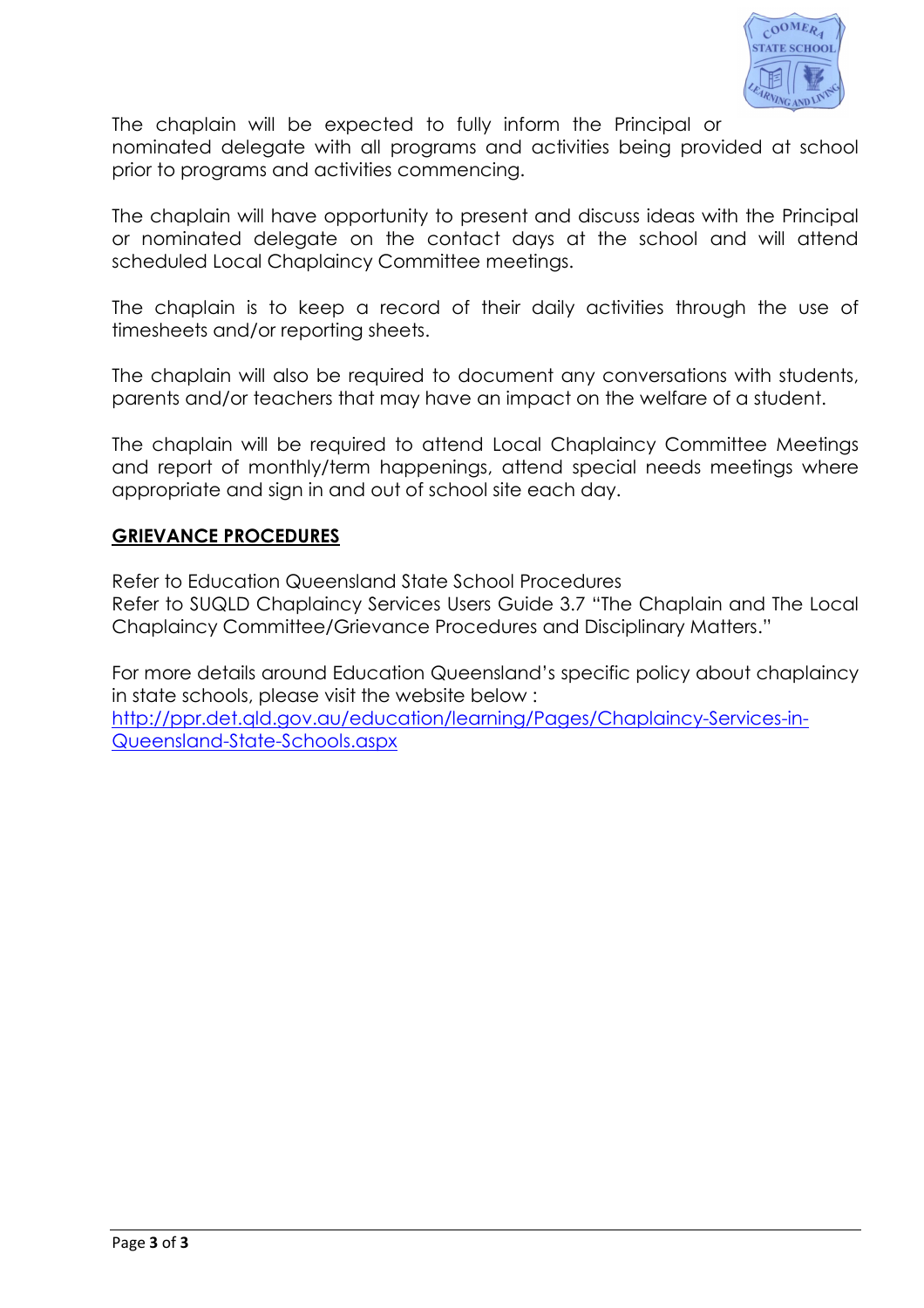The chaplain will be expected to fully inform the Principal or nominated delegate with all programs and activities being provided at school prior to programs and activities commencing.

The chaplain will have opportunity to present and discuss ideas with the Principal or nominated delegate on the contact days at the school and will attend scheduled Local Chaplaincy Committee meetings.

The chaplain is to keep a record of their daily activities through the use of timesheets and/or reporting sheets.

The chaplain will also be required to document any conversations with students, parents and/or teachers that may have an impact on the welfare of a student.

The chaplain will be required to attend Local Chaplaincy Committee Meetings and report of monthly/term happenings, attend special needs meetings where appropriate and sign in and out of school site each day.

## GRIEVANCE PROCEDURES

Refer to Education Queensland State School Procedures
Refer to SUQLD Chaplaincy Services Users Guide 3.7 "The Chaplain and The Local Chaplaincy Committee/Grievance Procedures and Disciplinary Matters."

For more details around Education Queensland's specific policy about chaplaincy in state schools, please visit the website below :
[http://ppr.det.qld.gov.au/education/learning/Pages/Chaplaincy-Services-in-Queensland-State-Schools.aspx](http://ppr.det.qld.gov.au/education/learning/Pages/Chaplaincy-Services-in-Queensland-State-Schools.aspx)